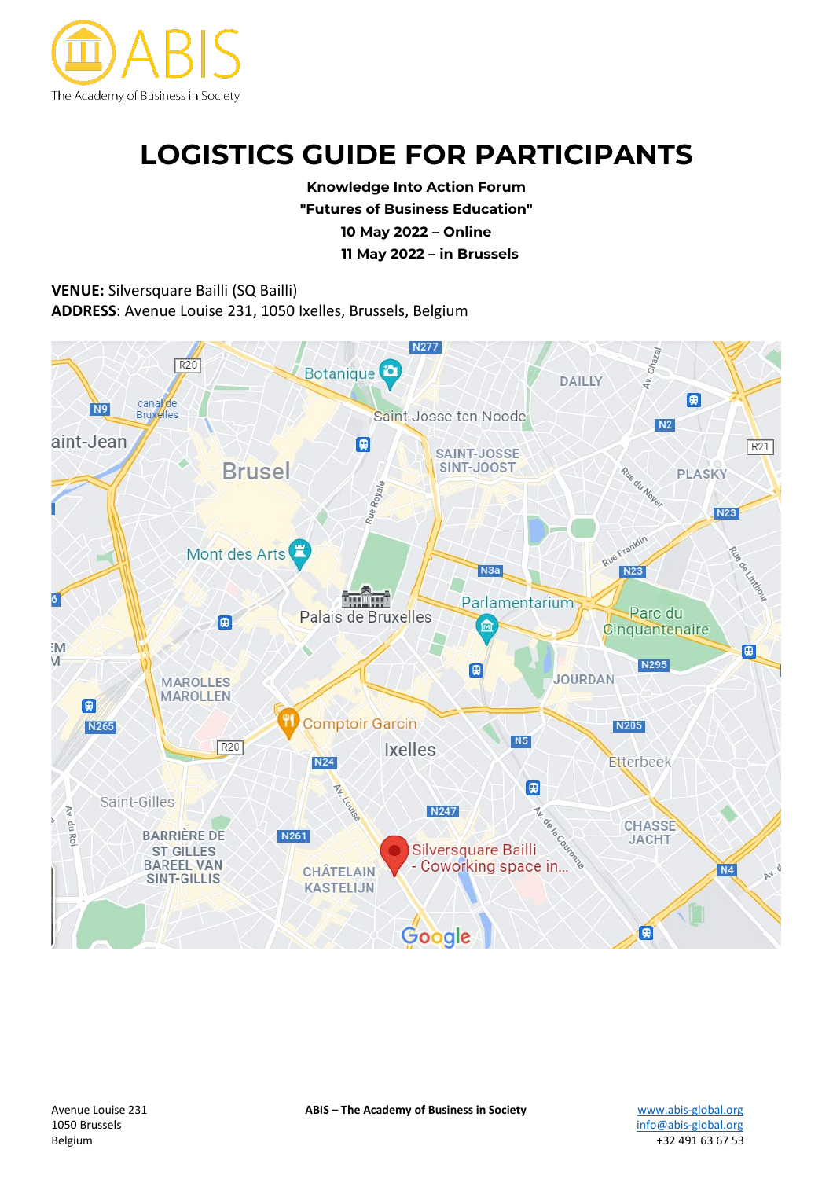# LOGISTICS GUIDE FOR PARTICIPANTS

**Knowledge Into Action Forum**
**"Futures of Business Education"**
**10 May 2022 – Online**
**11 May 2022 – in Brussels**

**VENUE:** Silversquare Bailli (SQ Bailli)
**ADDRESS**: Avenue Louise 231, 1050 Ixelles, Brussels, Belgium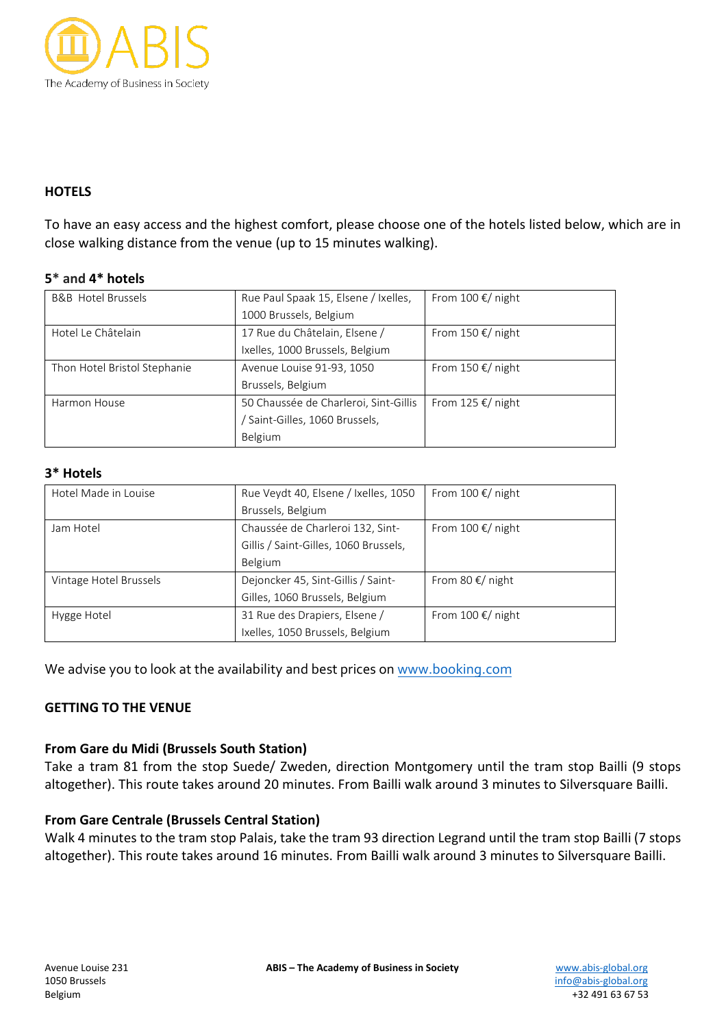## HOTELS

To have an easy access and the highest comfort, please choose one of the hotels listed below, which are in close walking distance from the venue (up to 15 minutes walking).

### 5* and 4* hotels

| | | |
|---|---|---|
| B&B Hotel Brussels | Rue Paul Spaak 15, Elsene / Ixelles, 1000 Brussels, Belgium | From 100 €/ night |
| Hotel Le Châtelain | 17 Rue du Châtelain, Elsene / Ixelles, 1000 Brussels, Belgium | From 150 €/ night |
| Thon Hotel Bristol Stephanie | Avenue Louise 91-93, 1050 Brussels, Belgium | From 150 €/ night |
| Harmon House | 50 Chaussée de Charleroi, Sint-Gillis / Saint-Gilles, 1060 Brussels, Belgium | From 125 €/ night |

### 3* Hotels

| | | |
|---|---|---|
| Hotel Made in Louise | Rue Veydt 40, Elsene / Ixelles, 1050 Brussels, Belgium | From 100 €/ night |
| Jam Hotel | Chaussée de Charleroi 132, Sint-Gillis / Saint-Gilles, 1060 Brussels, Belgium | From 100 €/ night |
| Vintage Hotel Brussels | Dejoncker 45, Sint-Gillis / Saint-Gilles, 1060 Brussels, Belgium | From 80 €/ night |
| Hygge Hotel | 31 Rue des Drapiers, Elsene / Ixelles, 1050 Brussels, Belgium | From 100 €/ night |

We advise you to look at the availability and best prices on [www.booking.com](http://www.booking.com)

## GETTING TO THE VENUE

### From Gare du Midi (Brussels South Station)

Take a tram 81 from the stop Suede/ Zweden, direction Montgomery until the tram stop Bailli (9 stops altogether). This route takes around 20 minutes. From Bailli walk around 3 minutes to Silversquare Bailli.

### From Gare Centrale (Brussels Central Station)

Walk 4 minutes to the tram stop Palais, take the tram 93 direction Legrand until the tram stop Bailli (7 stops altogether). This route takes around 16 minutes. From Bailli walk around 3 minutes to Silversquare Bailli.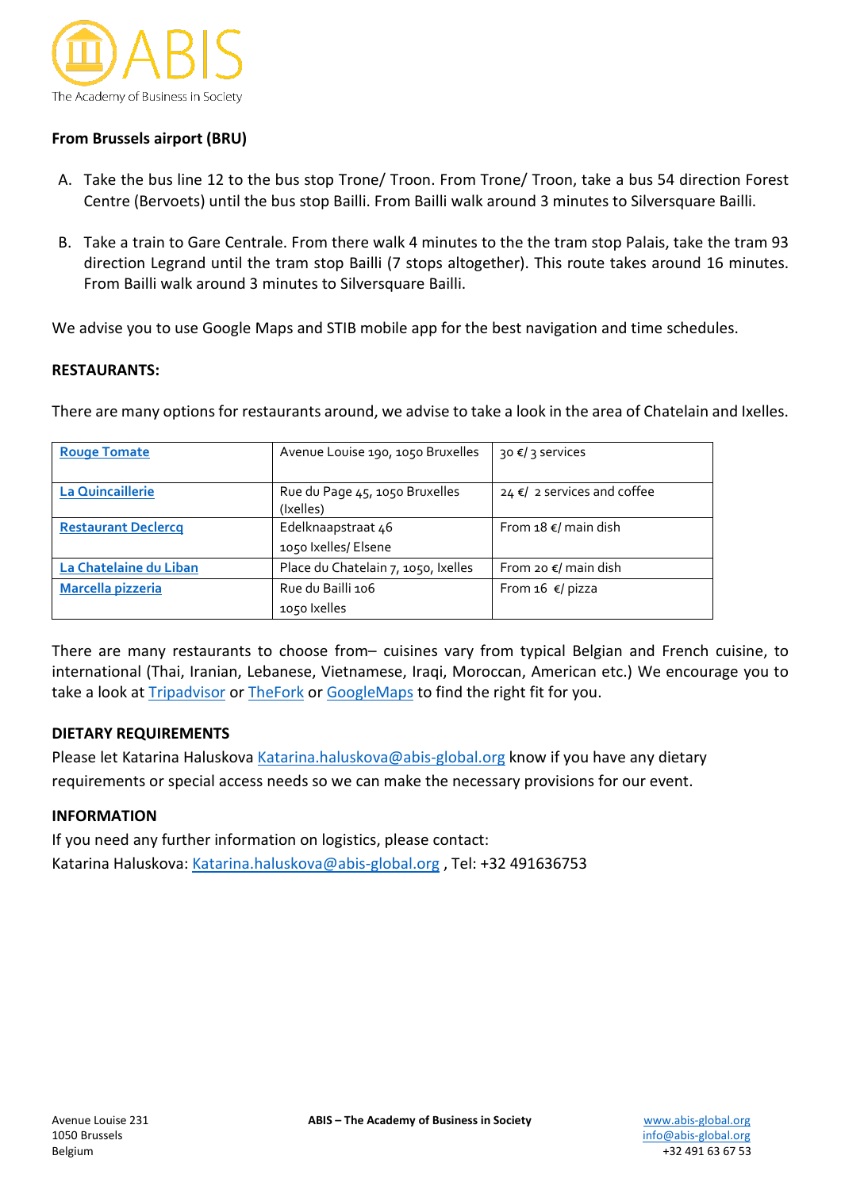**From Brussels airport (BRU)**

A. Take the bus line 12 to the bus stop Trone/ Troon. From Trone/ Troon, take a bus 54 direction Forest Centre (Bervoets) until the bus stop Bailli. From Bailli walk around 3 minutes to Silversquare Bailli.

B. Take a train to Gare Centrale. From there walk 4 minutes to the the tram stop Palais, take the tram 93 direction Legrand until the tram stop Bailli (7 stops altogether). This route takes around 16 minutes. From Bailli walk around 3 minutes to Silversquare Bailli.

We advise you to use Google Maps and STIB mobile app for the best navigation and time schedules.

**RESTAURANTS:**

There are many options for restaurants around, we advise to take a look in the area of Chatelain and Ixelles.

| | | |
|---|---|---|
| **Rouge Tomate** | Avenue Louise 190, 1050 Bruxelles | 30 €/ 3 services |
| **La Quincaillerie** | Rue du Page 45, 1050 Bruxelles (Ixelles) | 24 €/ 2 services and coffee |
| **Restaurant Declercq** | Edelknaapstraat 46<br>1050 Ixelles/ Elsene | From 18 €/ main dish |
| **La Chatelaine du Liban** | Place du Chatelain 7, 1050, Ixelles | From 20 €/ main dish |
| **Marcella pizzeria** | Rue du Bailli 106<br>1050 Ixelles | From 16 €/ pizza |

There are many restaurants to choose from– cuisines vary from typical Belgian and French cuisine, to international (Thai, Iranian, Lebanese, Vietnamese, Iraqi, Moroccan, American etc.) We encourage you to take a look at Tripadvisor or TheFork or GoogleMaps to find the right fit for you.

**DIETARY REQUIREMENTS**

Please let Katarina Haluskova Katarina.haluskova@abis-global.org know if you have any dietary requirements or special access needs so we can make the necessary provisions for our event.

**INFORMATION**

If you need any further information on logistics, please contact:
Katarina Haluskova: Katarina.haluskova@abis-global.org , Tel: +32 491636753